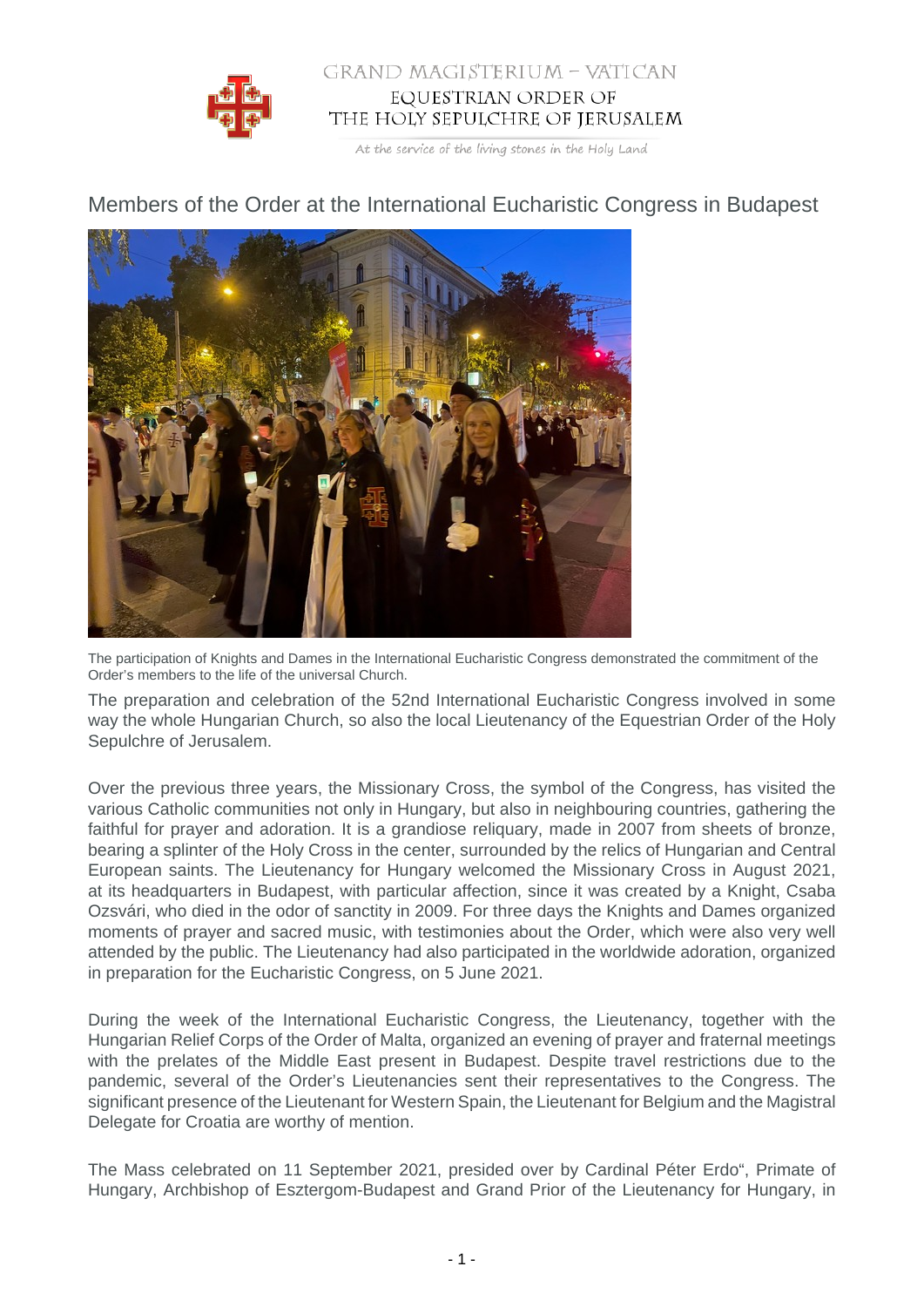GRAND MAGISTERIUM – VATICAN

EQUESTRIAN ORDER OF THE HOLY SEPULCHRE OF JERUSALEM

*At the service of the living stones in the Holy Land*

# Members of the Order at the International Eucharistic Congress in Budapest

The participation of Knights and Dames in the International Eucharistic Congress demonstrated the commitment of the Order's members to the life of the universal Church.

The preparation and celebration of the 52nd International Eucharistic Congress involved in some way the whole Hungarian Church, so also the local Lieutenancy of the Equestrian Order of the Holy Sepulchre of Jerusalem.

Over the previous three years, the Missionary Cross, the symbol of the Congress, has visited the various Catholic communities not only in Hungary, but also in neighbouring countries, gathering the faithful for prayer and adoration. It is a grandiose reliquary, made in 2007 from sheets of bronze, bearing a splinter of the Holy Cross in the center, surrounded by the relics of Hungarian and Central European saints. The Lieutenancy for Hungary welcomed the Missionary Cross in August 2021, at its headquarters in Budapest, with particular affection, since it was created by a Knight, Csaba Ozsvári, who died in the odor of sanctity in 2009. For three days the Knights and Dames organized moments of prayer and sacred music, with testimonies about the Order, which were also very well attended by the public. The Lieutenancy had also participated in the worldwide adoration, organized in preparation for the Eucharistic Congress, on 5 June 2021.

During the week of the International Eucharistic Congress, the Lieutenancy, together with the Hungarian Relief Corps of the Order of Malta, organized an evening of prayer and fraternal meetings with the prelates of the Middle East present in Budapest. Despite travel restrictions due to the pandemic, several of the Order's Lieutenancies sent their representatives to the Congress. The significant presence of the Lieutenant for Western Spain, the Lieutenant for Belgium and the Magistral Delegate for Croatia are worthy of mention.

The Mass celebrated on 11 September 2021, presided over by Cardinal Péter Erdo", Primate of Hungary, Archbishop of Esztergom-Budapest and Grand Prior of the Lieutenancy for Hungary, in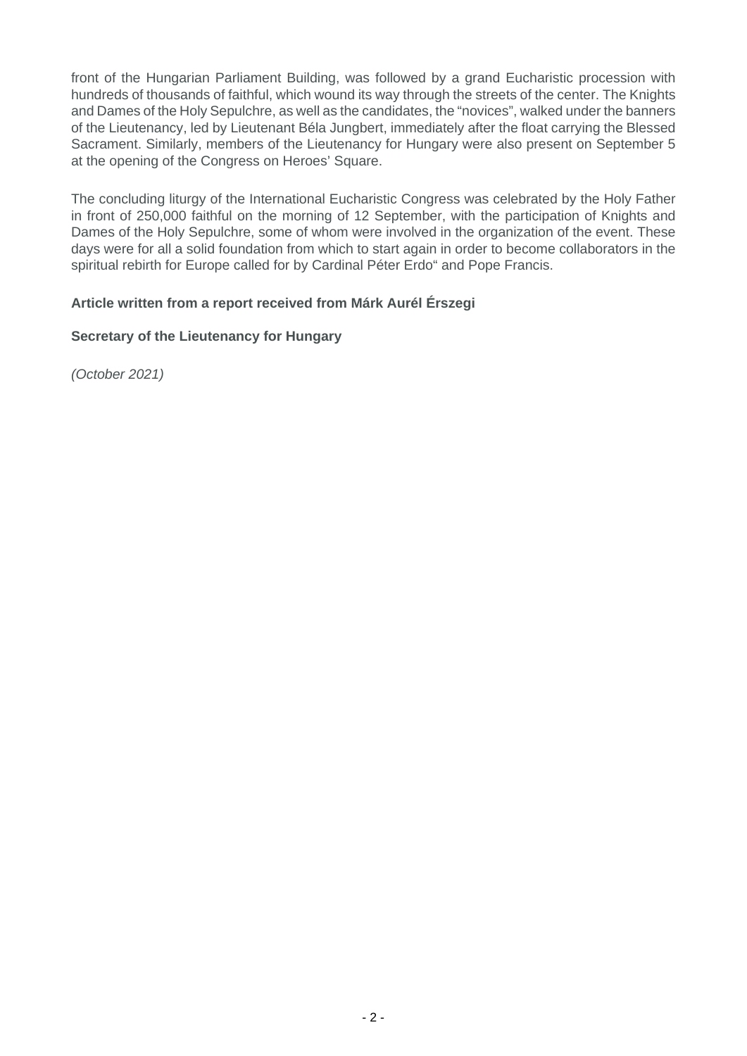front of the Hungarian Parliament Building, was followed by a grand Eucharistic procession with hundreds of thousands of faithful, which wound its way through the streets of the center. The Knights and Dames of the Holy Sepulchre, as well as the candidates, the "novices", walked under the banners of the Lieutenancy, led by Lieutenant Béla Jungbert, immediately after the float carrying the Blessed Sacrament. Similarly, members of the Lieutenancy for Hungary were also present on September 5 at the opening of the Congress on Heroes' Square.

The concluding liturgy of the International Eucharistic Congress was celebrated by the Holy Father in front of 250,000 faithful on the morning of 12 September, with the participation of Knights and Dames of the Holy Sepulchre, some of whom were involved in the organization of the event. These days were for all a solid foundation from which to start again in order to become collaborators in the spiritual rebirth for Europe called for by Cardinal Péter Erdo“ and Pope Francis.

**Article written from a report received from Márk Aurél Érszegi**

**Secretary of the Lieutenancy for Hungary**

*(October 2021)*